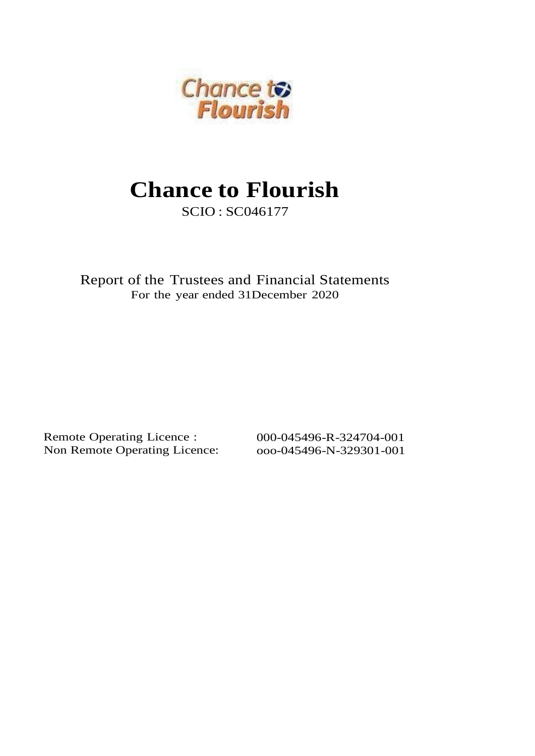# Chance to Flourish

SCIO : SC046177

Report of the Trustees and Financial Statements
For the year ended 31December 2020

Remote Operating Licence : 000-045496-R-324704-001
Non Remote Operating Licence: ooo-045496-N-329301-001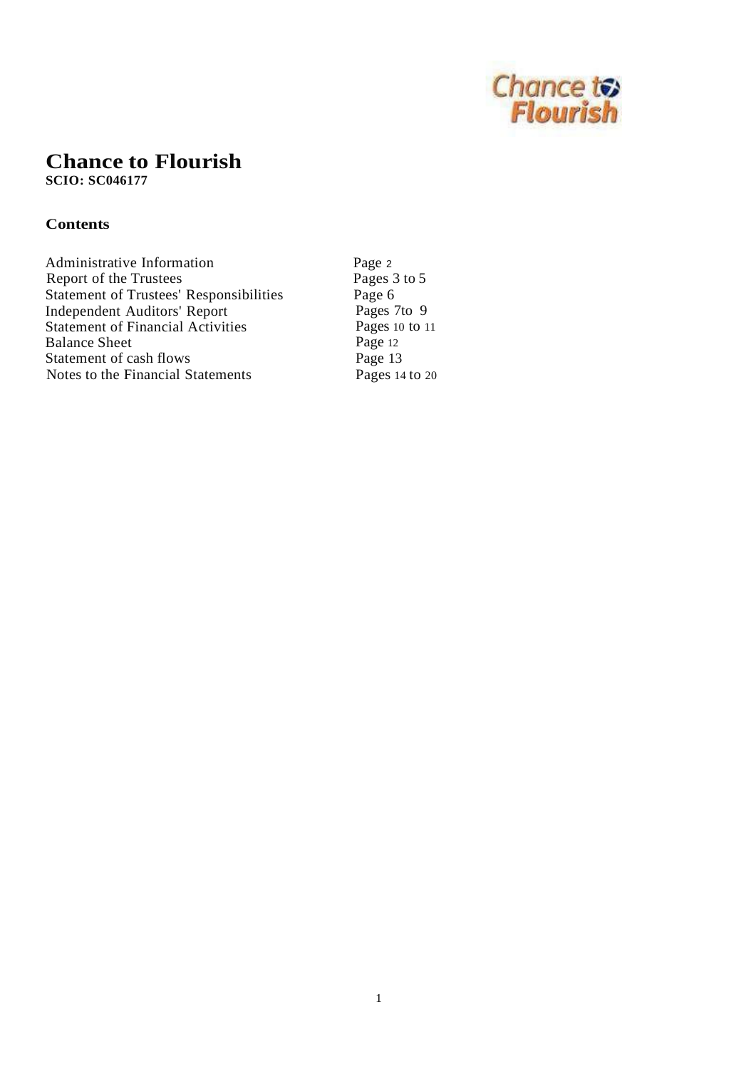# Chance to Flourish

**SCIO: SC046177**

**Contents**

| | |
|---|---|
| Administrative Information | Page 2 |
| Report of the Trustees | Pages 3 to 5 |
| Statement of Trustees' Responsibilities | Page 6 |
| Independent Auditors' Report | Pages 7to 9 |
| Statement of Financial Activities | Pages 10 to 11 |
| Balance Sheet | Page 12 |
| Statement of cash flows | Page 13 |
| Notes to the Financial Statements | Pages 14 to 20 |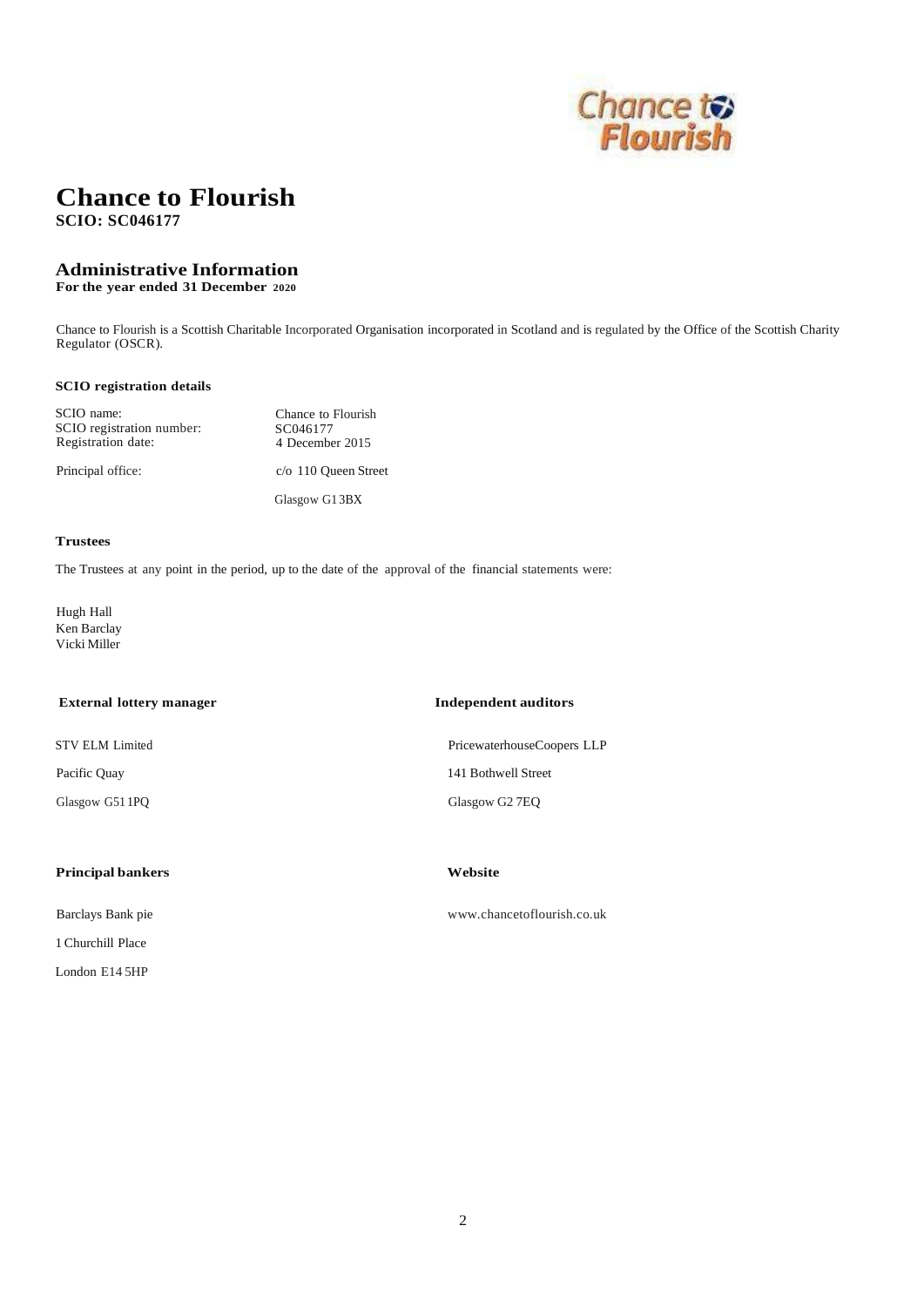# Chance to Flourish

**SCIO: SC046177**

## Administrative Information

**For the year ended 31 December 2020**

Chance to Flourish is a Scottish Charitable Incorporated Organisation incorporated in Scotland and is regulated by the Office of the Scottish Charity Regulator (OSCR).

### SCIO registration details

| | |
|---|---|
| SCIO name: | Chance to Flourish |
| SCIO registration number: | SC046177 |
| Registration date: | 4 December 2015 |
| Principal office: | c/o 110 Queen Street<br>Glasgow G1 3BX |

### Trustees

The Trustees at any point in the period, up to the date of the approval of the financial statements were:

Hugh Hall
Ken Barclay
Vicki Miller

### External lottery manager

STV ELM Limited
Pacific Quay
Glasgow G51 1PQ

### Independent auditors

PricewaterhouseCoopers LLP
141 Bothwell Street
Glasgow G2 7EQ

### Principal bankers

Barclays Bank pie
1 Churchill Place
London E14 5HP

### Website

www.chancetoflourish.co.uk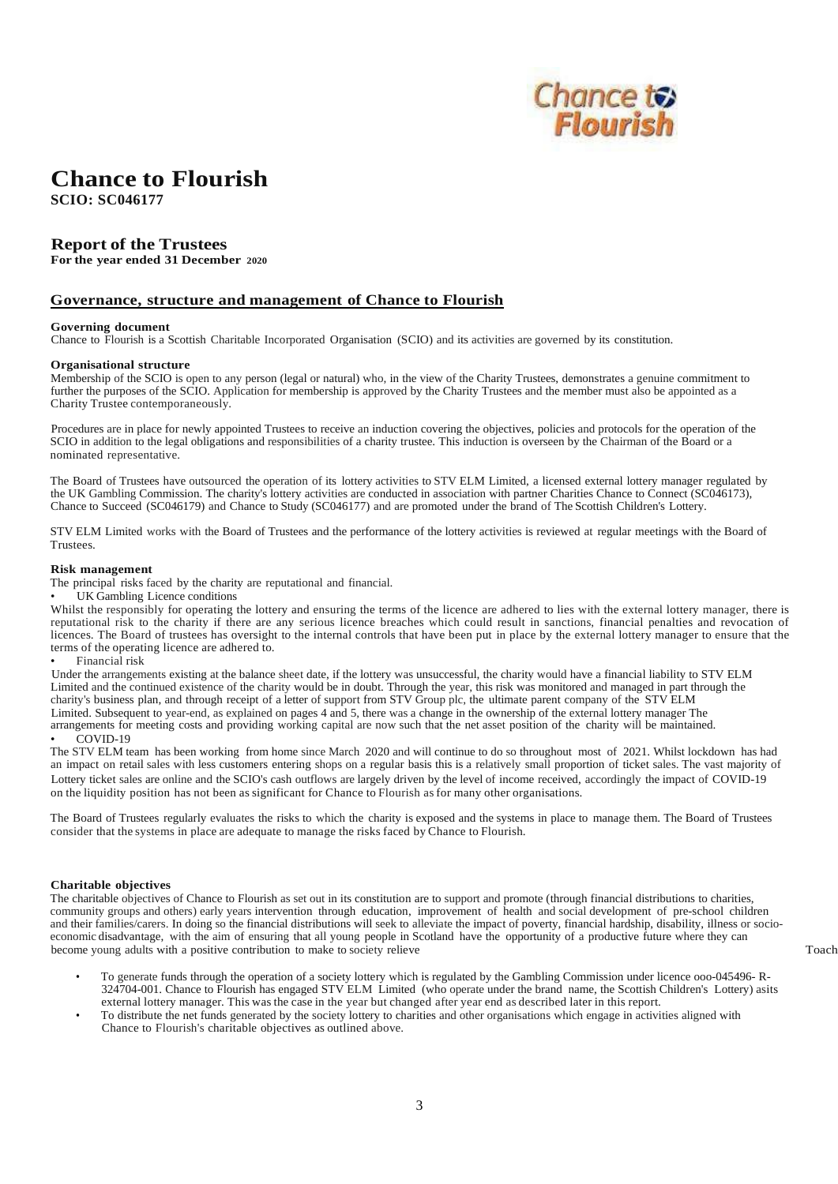# Chance to Flourish

**SCIO: SC046177**

## Report of the Trustees

**For the year ended 31 December 2020**

## Governance, structure and management of Chance to Flourish

**Governing document**

Chance to Flourish is a Scottish Charitable Incorporated Organisation (SCIO) and its activities are governed by its constitution.

**Organisational structure**

Membership of the SCIO is open to any person (legal or natural) who, in the view of the Charity Trustees, demonstrates a genuine commitment to further the purposes of the SCIO. Application for membership is approved by the Charity Trustees and the member must also be appointed as a Charity Trustee contemporaneously.

Procedures are in place for newly appointed Trustees to receive an induction covering the objectives, policies and protocols for the operation of the SCIO in addition to the legal obligations and responsibilities of a charity trustee. This induction is overseen by the Chairman of the Board or a nominated representative.

The Board of Trustees have outsourced the operation of its lottery activities to STV ELM Limited, a licensed external lottery manager regulated by the UK Gambling Commission. The charity's lottery activities are conducted in association with partner Charities Chance to Connect (SC046173), Chance to Succeed (SC046179) and Chance to Study (SC046177) and are promoted under the brand of The Scottish Children's Lottery.

STV ELM Limited works with the Board of Trustees and the performance of the lottery activities is reviewed at regular meetings with the Board of Trustees.

**Risk management**

The principal risks faced by the charity are reputational and financial.

- UK Gambling Licence conditions

Whilst the responsibly for operating the lottery and ensuring the terms of the licence are adhered to lies with the external lottery manager, there is reputational risk to the charity if there are any serious licence breaches which could result in sanctions, financial penalties and revocation of licences. The Board of trustees has oversight to the internal controls that have been put in place by the external lottery manager to ensure that the terms of the operating licence are adhered to.

- Financial risk

Under the arrangements existing at the balance sheet date, if the lottery was unsuccessful, the charity would have a financial liability to STV ELM Limited and the continued existence of the charity would be in doubt. Through the year, this risk was monitored and managed in part through the charity's business plan, and through receipt of a letter of support from STV Group plc, the ultimate parent company of the STV ELM Limited. Subsequent to year-end, as explained on pages 4 and 5, there was a change in the ownership of the external lottery manager The arrangements for meeting costs and providing working capital are now such that the net asset position of the charity will be maintained.

- COVID-19

The STV ELM team has been working from home since March 2020 and will continue to do so throughout most of 2021. Whilst lockdown has had an impact on retail sales with less customers entering shops on a regular basis this is a relatively small proportion of ticket sales. The vast majority of Lottery ticket sales are online and the SCIO's cash outflows are largely driven by the level of income received, accordingly the impact of COVID-19 on the liquidity position has not been as significant for Chance to Flourish as for many other organisations.

The Board of Trustees regularly evaluates the risks to which the charity is exposed and the systems in place to manage them. The Board of Trustees consider that the systems in place are adequate to manage the risks faced by Chance to Flourish.

**Charitable objectives**

The charitable objectives of Chance to Flourish as set out in its constitution are to support and promote (through financial distributions to charities, community groups and others) early years intervention through education, improvement of health and social development of pre-school children and their families/carers. In doing so the financial distributions will seek to alleviate the impact of poverty, financial hardship, disability, illness or socio-economic disadvantage, with the aim of ensuring that all young people in Scotland have the opportunity of a productive future where they can become young adults with a positive contribution to make to society relieve Toach

- To generate funds through the operation of a society lottery which is regulated by the Gambling Commission under licence ooo-045496- R-324704-001. Chance to Flourish has engaged STV ELM Limited (who operate under the brand name, the Scottish Children's Lottery) asits external lottery manager. This was the case in the year but changed after year end as described later in this report.
- To distribute the net funds generated by the society lottery to charities and other organisations which engage in activities aligned with Chance to Flourish's charitable objectives as outlined above.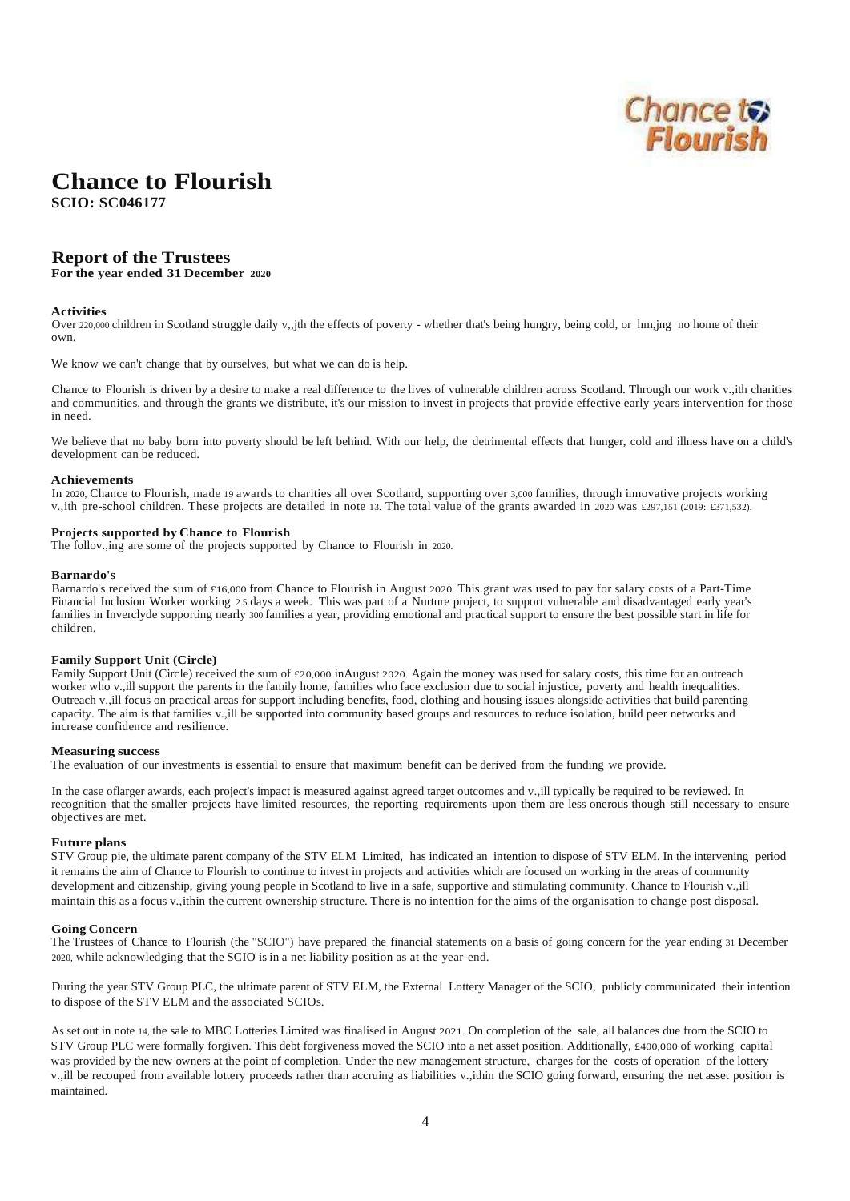# Chance to Flourish

**SCIO: SC046177**

## Report of the Trustees

**For the year ended 31 December 2020**

### Activities

Over 220,000 children in Scotland struggle daily v,,jth the effects of poverty - whether that's being hungry, being cold, or hm,jng no home of their own.

We know we can't change that by ourselves, but what we can do is help.

Chance to Flourish is driven by a desire to make a real difference to the lives of vulnerable children across Scotland. Through our work v.,ith charities and communities, and through the grants we distribute, it's our mission to invest in projects that provide effective early years intervention for those in need.

We believe that no baby born into poverty should be left behind. With our help, the detrimental effects that hunger, cold and illness have on a child's development can be reduced.

### Achievements

In 2020, Chance to Flourish, made 19 awards to charities all over Scotland, supporting over 3,000 families, through innovative projects working v.,ith pre-school children. These projects are detailed in note 13. The total value of the grants awarded in 2020 was £297,151 (2019: £371,532).

### Projects supported by Chance to Flourish

The follov.,ing are some of the projects supported by Chance to Flourish in 2020.

### Barnardo's

Barnardo's received the sum of £16,000 from Chance to Flourish in August 2020. This grant was used to pay for salary costs of a Part-Time Financial Inclusion Worker working 2.5 days a week. This was part of a Nurture project, to support vulnerable and disadvantaged early year's families in Inverclyde supporting nearly 300 families a year, providing emotional and practical support to ensure the best possible start in life for children.

### Family Support Unit (Circle)

Family Support Unit (Circle) received the sum of £20,000 inAugust 2020. Again the money was used for salary costs, this time for an outreach worker who v.,ill support the parents in the family home, families who face exclusion due to social injustice, poverty and health inequalities. Outreach v.,ill focus on practical areas for support including benefits, food, clothing and housing issues alongside activities that build parenting capacity. The aim is that families v.,ill be supported into community based groups and resources to reduce isolation, build peer networks and increase confidence and resilience.

### Measuring success

The evaluation of our investments is essential to ensure that maximum benefit can be derived from the funding we provide.

In the case oflarger awards, each project's impact is measured against agreed target outcomes and v.,ill typically be required to be reviewed. In recognition that the smaller projects have limited resources, the reporting requirements upon them are less onerous though still necessary to ensure objectives are met.

### Future plans

STV Group pie, the ultimate parent company of the STV ELM Limited, has indicated an intention to dispose of STV ELM. In the intervening period it remains the aim of Chance to Flourish to continue to invest in projects and activities which are focused on working in the areas of community development and citizenship, giving young people in Scotland to live in a safe, supportive and stimulating community. Chance to Flourish v.,ill maintain this as a focus v.,ithin the current ownership structure. There is no intention for the aims of the organisation to change post disposal.

### Going Concern

The Trustees of Chance to Flourish (the "SCIO") have prepared the financial statements on a basis of going concern for the year ending 31 December 2020, while acknowledging that the SCIO is in a net liability position as at the year-end.

During the year STV Group PLC, the ultimate parent of STV ELM, the External Lottery Manager of the SCIO, publicly communicated their intention to dispose of the STV ELM and the associated SCIOs.

As set out in note 14, the sale to MBC Lotteries Limited was finalised in August 2021. On completion of the sale, all balances due from the SCIO to STV Group PLC were formally forgiven. This debt forgiveness moved the SCIO into a net asset position. Additionally, £400,000 of working capital was provided by the new owners at the point of completion. Under the new management structure, charges for the costs of operation of the lottery v.,ill be recouped from available lottery proceeds rather than accruing as liabilities v.,ithin the SCIO going forward, ensuring the net asset position is maintained.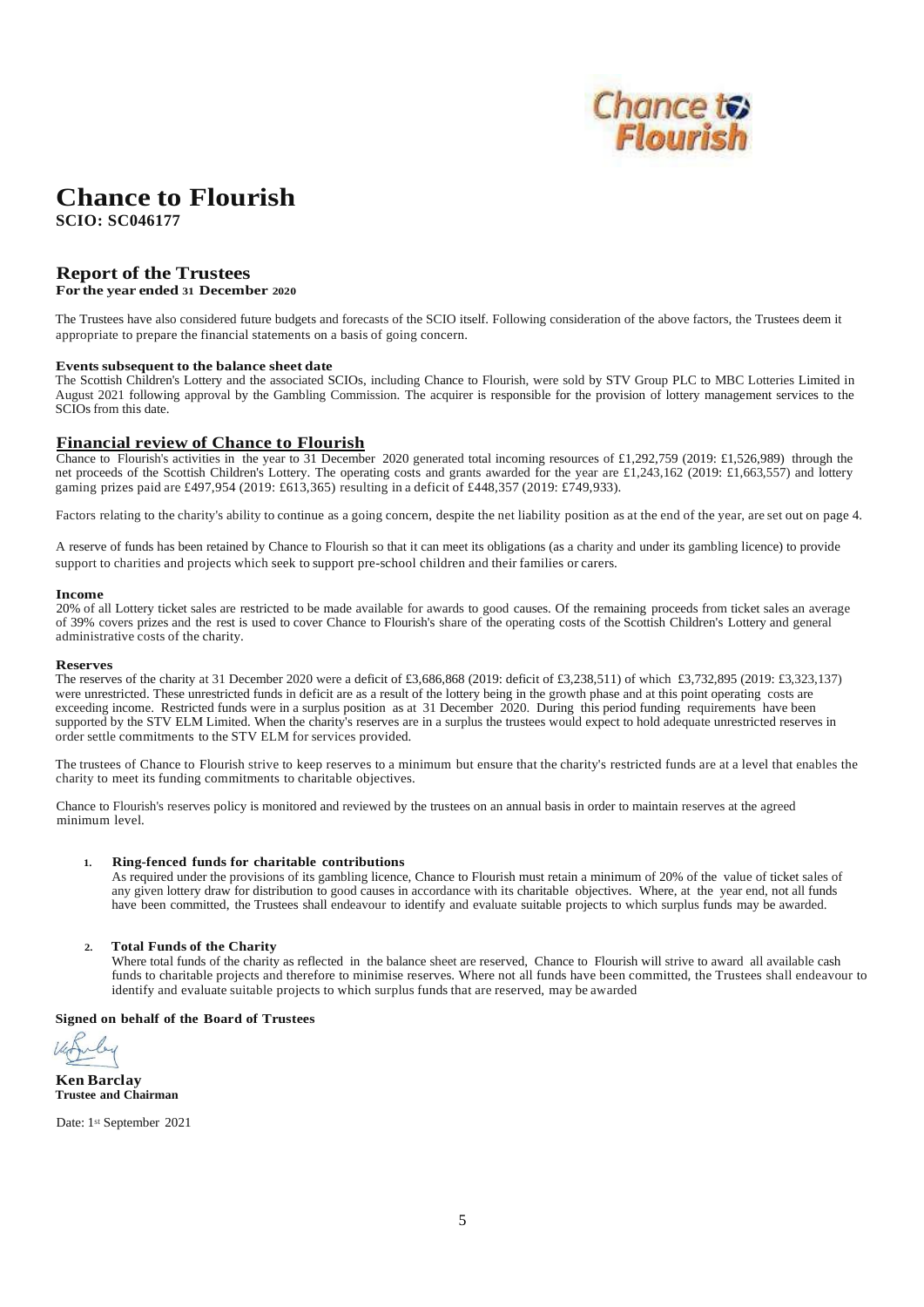# Chance to Flourish

**SCIO: SC046177**

## Report of the Trustees

**For the year ended 31 December 2020**

The Trustees have also considered future budgets and forecasts of the SCIO itself. Following consideration of the above factors, the Trustees deem it appropriate to prepare the financial statements on a basis of going concern.

**Events subsequent to the balance sheet date**

The Scottish Children's Lottery and the associated SCIOs, including Chance to Flourish, were sold by STV Group PLC to MBC Lotteries Limited in August 2021 following approval by the Gambling Commission. The acquirer is responsible for the provision of lottery management services to the SCIOs from this date.

## Financial review of Chance to Flourish

Chance to Flourish's activities in the year to 31 December 2020 generated total incoming resources of £1,292,759 (2019: £1,526,989) through the net proceeds of the Scottish Children's Lottery. The operating costs and grants awarded for the year are £1,243,162 (2019: £1,663,557) and lottery gaming prizes paid are £497,954 (2019: £613,365) resulting in a deficit of £448,357 (2019: £749,933).

Factors relating to the charity's ability to continue as a going concern, despite the net liability position as at the end of the year, are set out on page 4.

A reserve of funds has been retained by Chance to Flourish so that it can meet its obligations (as a charity and under its gambling licence) to provide support to charities and projects which seek to support pre-school children and their families or carers.

**Income**

20% of all Lottery ticket sales are restricted to be made available for awards to good causes. Of the remaining proceeds from ticket sales an average of 39% covers prizes and the rest is used to cover Chance to Flourish's share of the operating costs of the Scottish Children's Lottery and general administrative costs of the charity.

**Reserves**

The reserves of the charity at 31 December 2020 were a deficit of £3,686,868 (2019: deficit of £3,238,511) of which £3,732,895 (2019: £3,323,137) were unrestricted. These unrestricted funds in deficit are as a result of the lottery being in the growth phase and at this point operating costs are exceeding income. Restricted funds were in a surplus position as at 31 December 2020. During this period funding requirements have been supported by the STV ELM Limited. When the charity's reserves are in a surplus the trustees would expect to hold adequate unrestricted reserves in order settle commitments to the STV ELM for services provided.

The trustees of Chance to Flourish strive to keep reserves to a minimum but ensure that the charity's restricted funds are at a level that enables the charity to meet its funding commitments to charitable objectives.

Chance to Flourish's reserves policy is monitored and reviewed by the trustees on an annual basis in order to maintain reserves at the agreed minimum level.

1. **Ring-fenced funds for charitable contributions**
   As required under the provisions of its gambling licence, Chance to Flourish must retain a minimum of 20% of the value of ticket sales of any given lottery draw for distribution to good causes in accordance with its charitable objectives. Where, at the year end, not all funds have been committed, the Trustees shall endeavour to identify and evaluate suitable projects to which surplus funds may be awarded.

2. **Total Funds of the Charity**
   Where total funds of the charity as reflected in the balance sheet are reserved, Chance to Flourish will strive to award all available cash funds to charitable projects and therefore to minimise reserves. Where not all funds have been committed, the Trustees shall endeavour to identify and evaluate suitable projects to which surplus funds that are reserved, may be awarded

**Signed on behalf of the Board of Trustees**

**Ken Barclay**
**Trustee and Chairman**

Date: 1st September 2021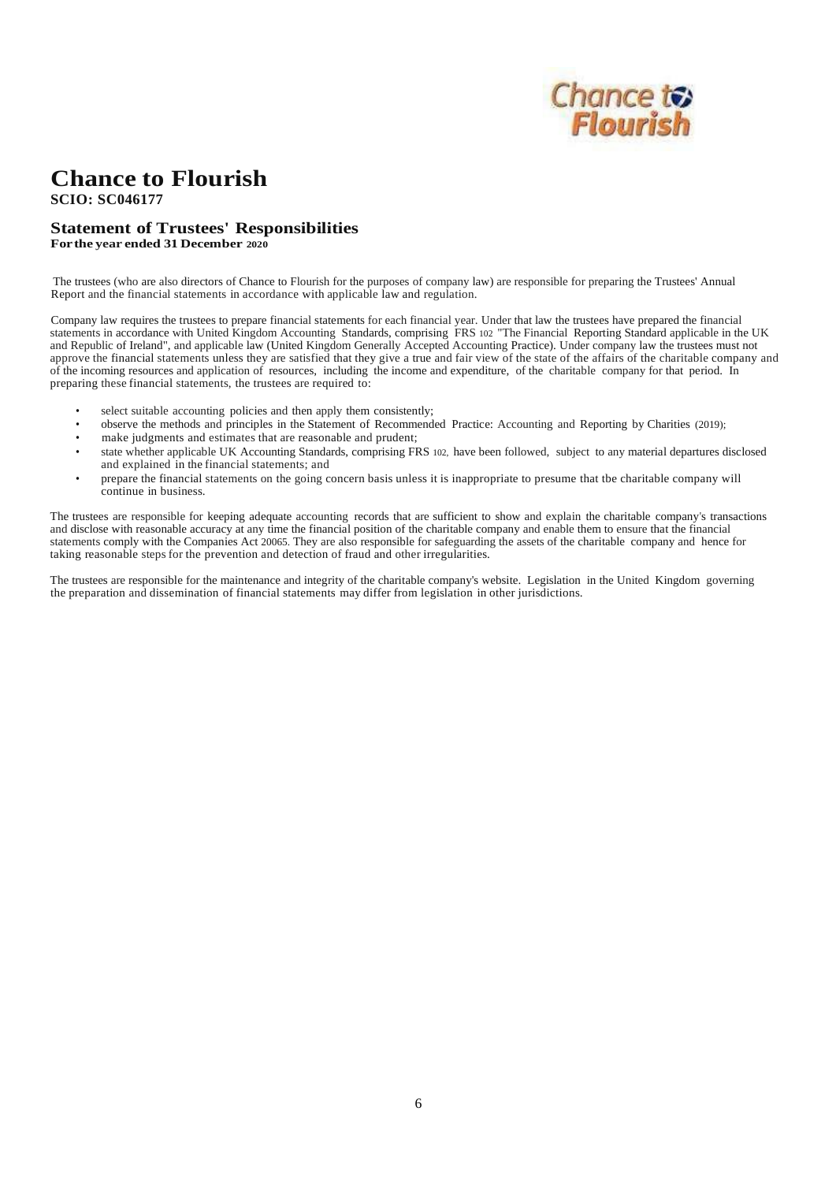# Chance to Flourish

**SCIO: SC046177**

## Statement of Trustees' Responsibilities

**For the year ended 31 December 2020**

The trustees (who are also directors of Chance to Flourish for the purposes of company law) are responsible for preparing the Trustees' Annual Report and the financial statements in accordance with applicable law and regulation.

Company law requires the trustees to prepare financial statements for each financial year. Under that law the trustees have prepared the financial statements in accordance with United Kingdom Accounting Standards, comprising FRS 102 "The Financial Reporting Standard applicable in the UK and Republic of Ireland", and applicable law (United Kingdom Generally Accepted Accounting Practice). Under company law the trustees must not approve the financial statements unless they are satisfied that they give a true and fair view of the state of the affairs of the charitable company and of the incoming resources and application of resources, including the income and expenditure, of the charitable company for that period. In preparing these financial statements, the trustees are required to:

- select suitable accounting policies and then apply them consistently;
- observe the methods and principles in the Statement of Recommended Practice: Accounting and Reporting by Charities (2019);
- make judgments and estimates that are reasonable and prudent;
- state whether applicable UK Accounting Standards, comprising FRS 102, have been followed, subject to any material departures disclosed and explained in the financial statements; and
- prepare the financial statements on the going concern basis unless it is inappropriate to presume that tbe charitable company will continue in business.

The trustees are responsible for keeping adequate accounting records that are sufficient to show and explain the charitable company's transactions and disclose with reasonable accuracy at any time the financial position of the charitable company and enable them to ensure that the financial statements comply with the Companies Act 20065. They are also responsible for safeguarding the assets of the charitable company and hence for taking reasonable steps for the prevention and detection of fraud and other irregularities.

The trustees are responsible for the maintenance and integrity of the charitable company's website. Legislation in the United Kingdom governing the preparation and dissemination of financial statements may differ from legislation in other jurisdictions.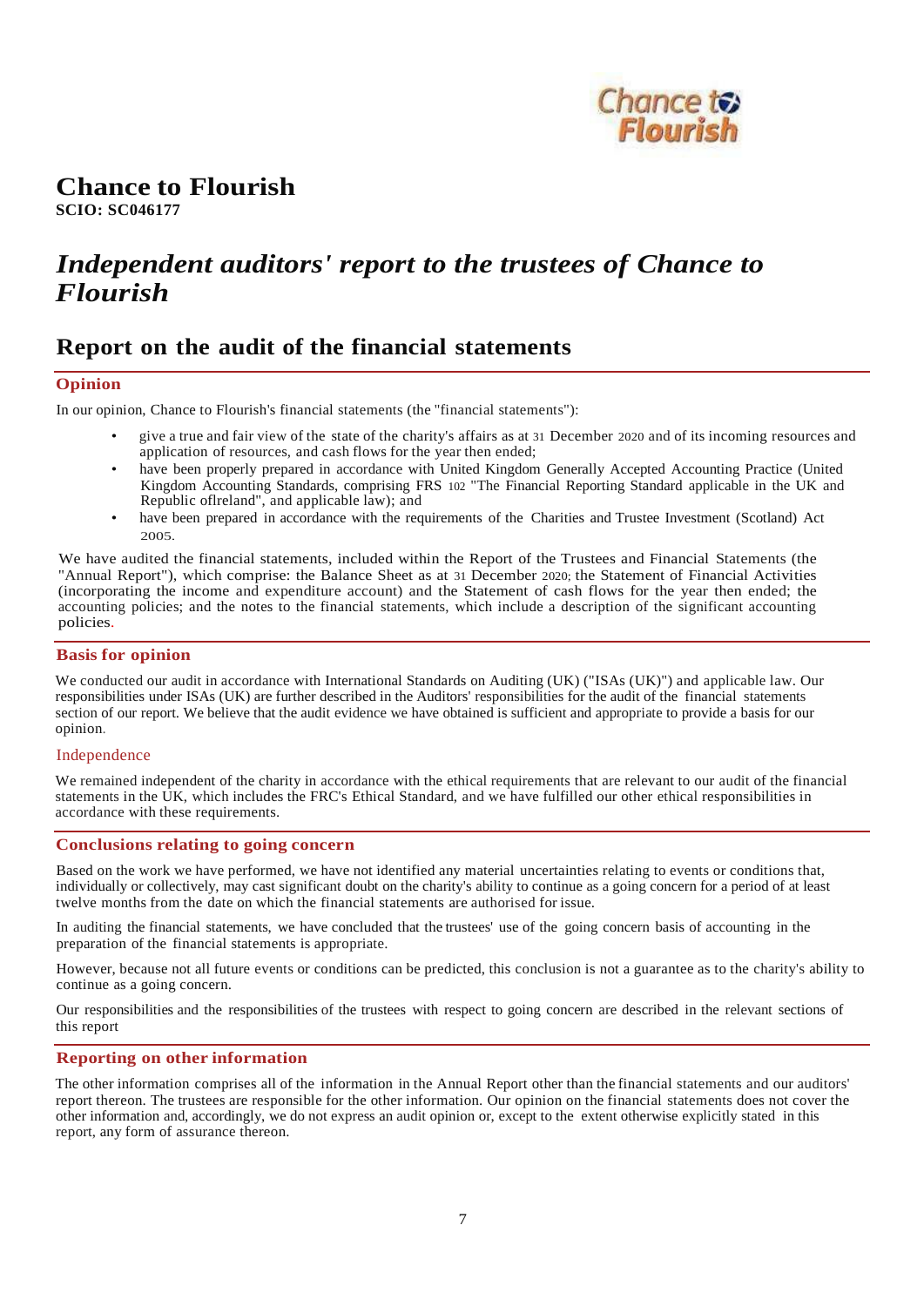# Chance to Flourish

**SCIO: SC046177**

## *Independent auditors' report to the trustees of Chance to Flourish*

## Report on the audit of the financial statements

### Opinion

In our opinion, Chance to Flourish's financial statements (the "financial statements"):

- give a true and fair view of the state of the charity's affairs as at 31 December 2020 and of its incoming resources and application of resources, and cash flows for the year then ended;
- have been properly prepared in accordance with United Kingdom Generally Accepted Accounting Practice (United Kingdom Accounting Standards, comprising FRS 102 "The Financial Reporting Standard applicable in the UK and Republic ofIreland", and applicable law); and
- have been prepared in accordance with the requirements of the Charities and Trustee Investment (Scotland) Act 2005.

We have audited the financial statements, included within the Report of the Trustees and Financial Statements (the "Annual Report"), which comprise: the Balance Sheet as at 31 December 2020; the Statement of Financial Activities (incorporating the income and expenditure account) and the Statement of cash flows for the year then ended; the accounting policies; and the notes to the financial statements, which include a description of the significant accounting policies.

### Basis for opinion

We conducted our audit in accordance with International Standards on Auditing (UK) ("ISAs (UK)") and applicable law. Our responsibilities under ISAs (UK) are further described in the Auditors' responsibilities for the audit of the financial statements section of our report. We believe that the audit evidence we have obtained is sufficient and appropriate to provide a basis for our opinion.

#### Independence

We remained independent of the charity in accordance with the ethical requirements that are relevant to our audit of the financial statements in the UK, which includes the FRC's Ethical Standard, and we have fulfilled our other ethical responsibilities in accordance with these requirements.

### Conclusions relating to going concern

Based on the work we have performed, we have not identified any material uncertainties relating to events or conditions that, individually or collectively, may cast significant doubt on the charity's ability to continue as a going concern for a period of at least twelve months from the date on which the financial statements are authorised for issue.

In auditing the financial statements, we have concluded that the trustees' use of the going concern basis of accounting in the preparation of the financial statements is appropriate.

However, because not all future events or conditions can be predicted, this conclusion is not a guarantee as to the charity's ability to continue as a going concern.

Our responsibilities and the responsibilities of the trustees with respect to going concern are described in the relevant sections of this report

### Reporting on other information

The other information comprises all of the information in the Annual Report other than the financial statements and our auditors' report thereon. The trustees are responsible for the other information. Our opinion on the financial statements does not cover the other information and, accordingly, we do not express an audit opinion or, except to the extent otherwise explicitly stated in this report, any form of assurance thereon.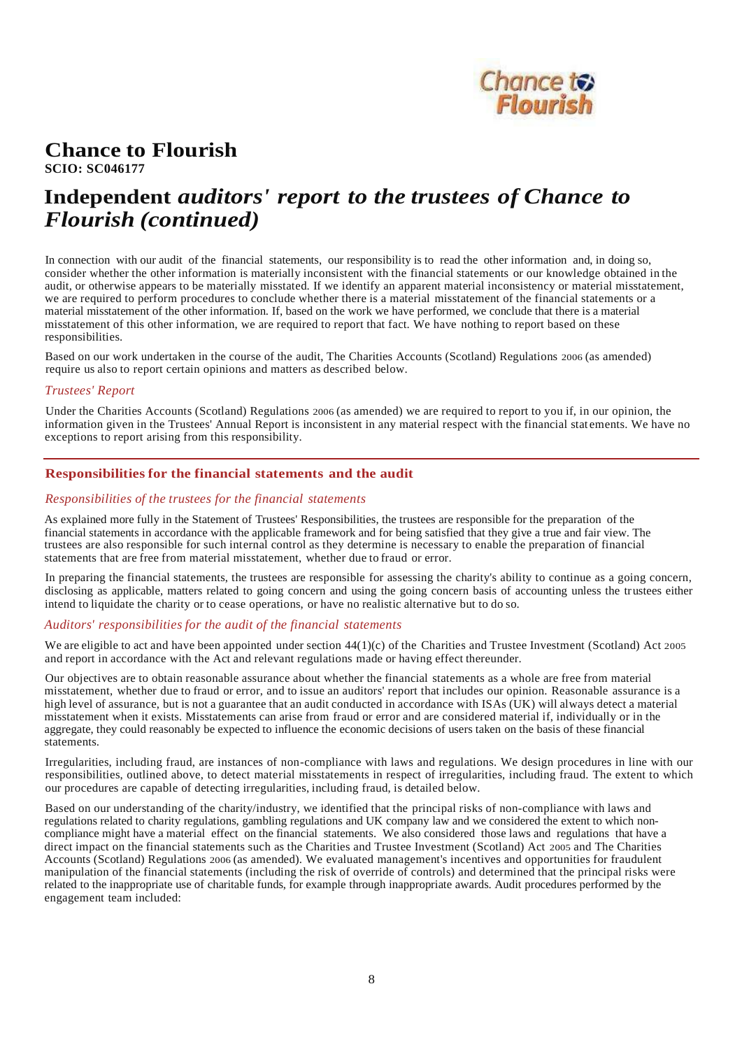# Chance to Flourish

**SCIO: SC046177**

# Independent *auditors' report to the trustees of Chance to Flourish (continued)*

In connection with our audit of the financial statements, our responsibility is to read the other information and, in doing so, consider whether the other information is materially inconsistent with the financial statements or our knowledge obtained in the audit, or otherwise appears to be materially misstated. If we identify an apparent material inconsistency or material misstatement, we are required to perform procedures to conclude whether there is a material misstatement of the financial statements or a material misstatement of the other information. If, based on the work we have performed, we conclude that there is a material misstatement of this other information, we are required to report that fact. We have nothing to report based on these responsibilities.

Based on our work undertaken in the course of the audit, The Charities Accounts (Scotland) Regulations 2006 (as amended) require us also to report certain opinions and matters as described below.

*Trustees' Report*

Under the Charities Accounts (Scotland) Regulations 2006 (as amended) we are required to report to you if, in our opinion, the information given in the Trustees' Annual Report is inconsistent in any material respect with the financial statements. We have no exceptions to report arising from this responsibility.

## Responsibilities for the financial statements and the audit

*Responsibilities of the trustees for the financial statements*

As explained more fully in the Statement of Trustees' Responsibilities, the trustees are responsible for the preparation of the financial statements in accordance with the applicable framework and for being satisfied that they give a true and fair view. The trustees are also responsible for such internal control as they determine is necessary to enable the preparation of financial statements that are free from material misstatement, whether due to fraud or error.

In preparing the financial statements, the trustees are responsible for assessing the charity's ability to continue as a going concern, disclosing as applicable, matters related to going concern and using the going concern basis of accounting unless the trustees either intend to liquidate the charity or to cease operations, or have no realistic alternative but to do so.

*Auditors' responsibilities for the audit of the financial statements*

We are eligible to act and have been appointed under section 44(1)(c) of the Charities and Trustee Investment (Scotland) Act 2005 and report in accordance with the Act and relevant regulations made or having effect thereunder.

Our objectives are to obtain reasonable assurance about whether the financial statements as a whole are free from material misstatement, whether due to fraud or error, and to issue an auditors' report that includes our opinion. Reasonable assurance is a high level of assurance, but is not a guarantee that an audit conducted in accordance with ISAs (UK) will always detect a material misstatement when it exists. Misstatements can arise from fraud or error and are considered material if, individually or in the aggregate, they could reasonably be expected to influence the economic decisions of users taken on the basis of these financial statements.

Irregularities, including fraud, are instances of non-compliance with laws and regulations. We design procedures in line with our responsibilities, outlined above, to detect material misstatements in respect of irregularities, including fraud. The extent to which our procedures are capable of detecting irregularities, including fraud, is detailed below.

Based on our understanding of the charity/industry, we identified that the principal risks of non-compliance with laws and regulations related to charity regulations, gambling regulations and UK company law and we considered the extent to which non-compliance might have a material effect on the financial statements. We also considered those laws and regulations that have a direct impact on the financial statements such as the Charities and Trustee Investment (Scotland) Act 2005 and The Charities Accounts (Scotland) Regulations 2006 (as amended). We evaluated management's incentives and opportunities for fraudulent manipulation of the financial statements (including the risk of override of controls) and determined that the principal risks were related to the inappropriate use of charitable funds, for example through inappropriate awards. Audit procedures performed by the engagement team included: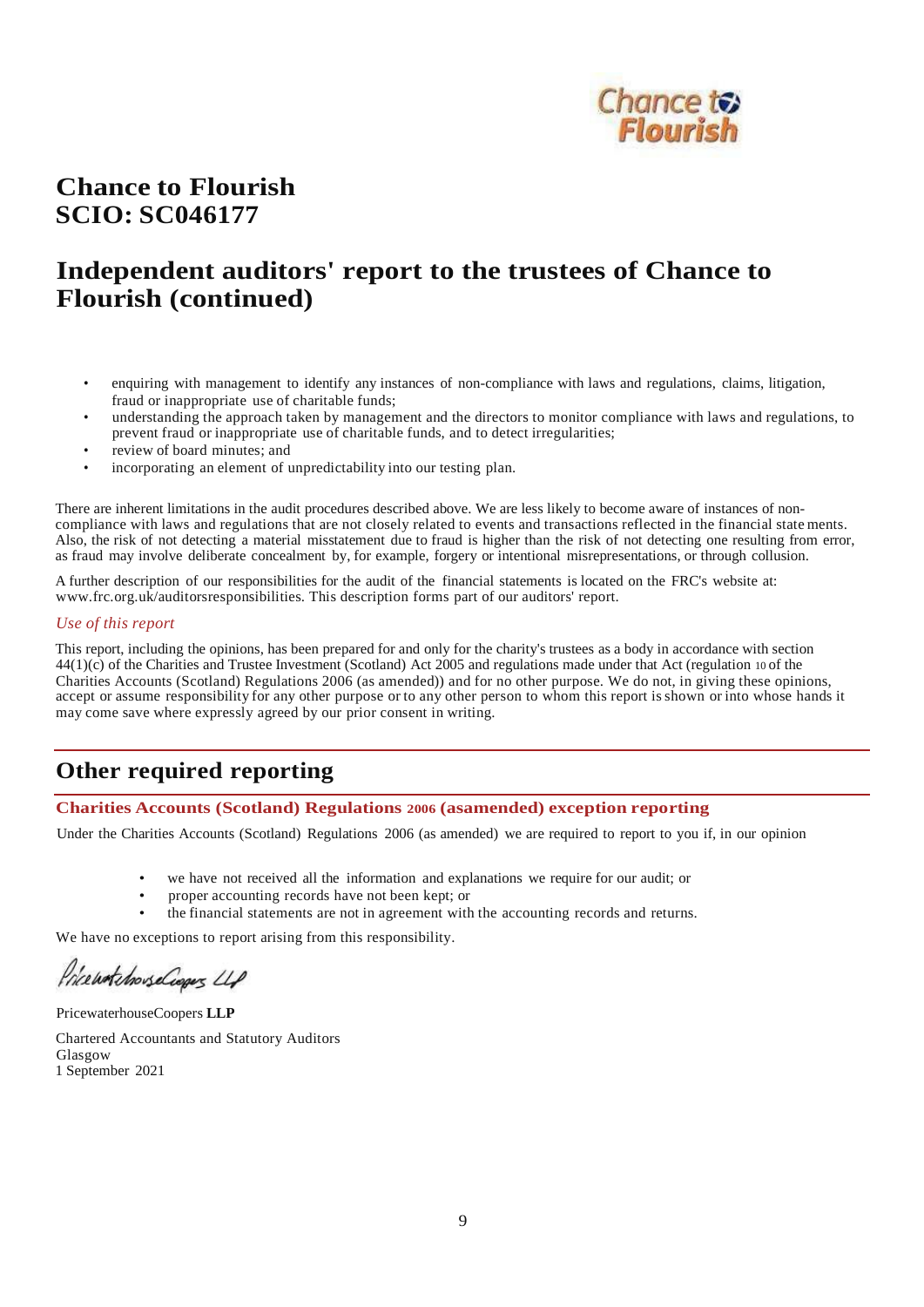# Chance to Flourish
# SCIO: SC046177

# Independent auditors' report to the trustees of Chance to Flourish (continued)

- enquiring with management to identify any instances of non-compliance with laws and regulations, claims, litigation, fraud or inappropriate use of charitable funds;
- understanding the approach taken by management and the directors to monitor compliance with laws and regulations, to prevent fraud or inappropriate use of charitable funds, and to detect irregularities;
- review of board minutes; and
- incorporating an element of unpredictability into our testing plan.

There are inherent limitations in the audit procedures described above. We are less likely to become aware of instances of non-compliance with laws and regulations that are not closely related to events and transactions reflected in the financial statements. Also, the risk of not detecting a material misstatement due to fraud is higher than the risk of not detecting one resulting from error, as fraud may involve deliberate concealment by, for example, forgery or intentional misrepresentations, or through collusion.

A further description of our responsibilities for the audit of the financial statements is located on the FRC's website at: www.frc.org.uk/auditorsresponsibilities. This description forms part of our auditors' report.

*Use of this report*

This report, including the opinions, has been prepared for and only for the charity's trustees as a body in accordance with section 44(1)(c) of the Charities and Trustee Investment (Scotland) Act 2005 and regulations made under that Act (regulation 10 of the Charities Accounts (Scotland) Regulations 2006 (as amended)) and for no other purpose. We do not, in giving these opinions, accept or assume responsibility for any other purpose or to any other person to whom this report is shown or into whose hands it may come save where expressly agreed by our prior consent in writing.

## Other required reporting

### Charities Accounts (Scotland) Regulations 2006 (asamended) exception reporting

Under the Charities Accounts (Scotland) Regulations 2006 (as amended) we are required to report to you if, in our opinion

- we have not received all the information and explanations we require for our audit; or
- proper accounting records have not been kept; or
- the financial statements are not in agreement with the accounting records and returns.

We have no exceptions to report arising from this responsibility.

PricewaterhouseCoopers LLP

PricewaterhouseCoopers **LLP**

Chartered Accountants and Statutory Auditors
Glasgow
1 September 2021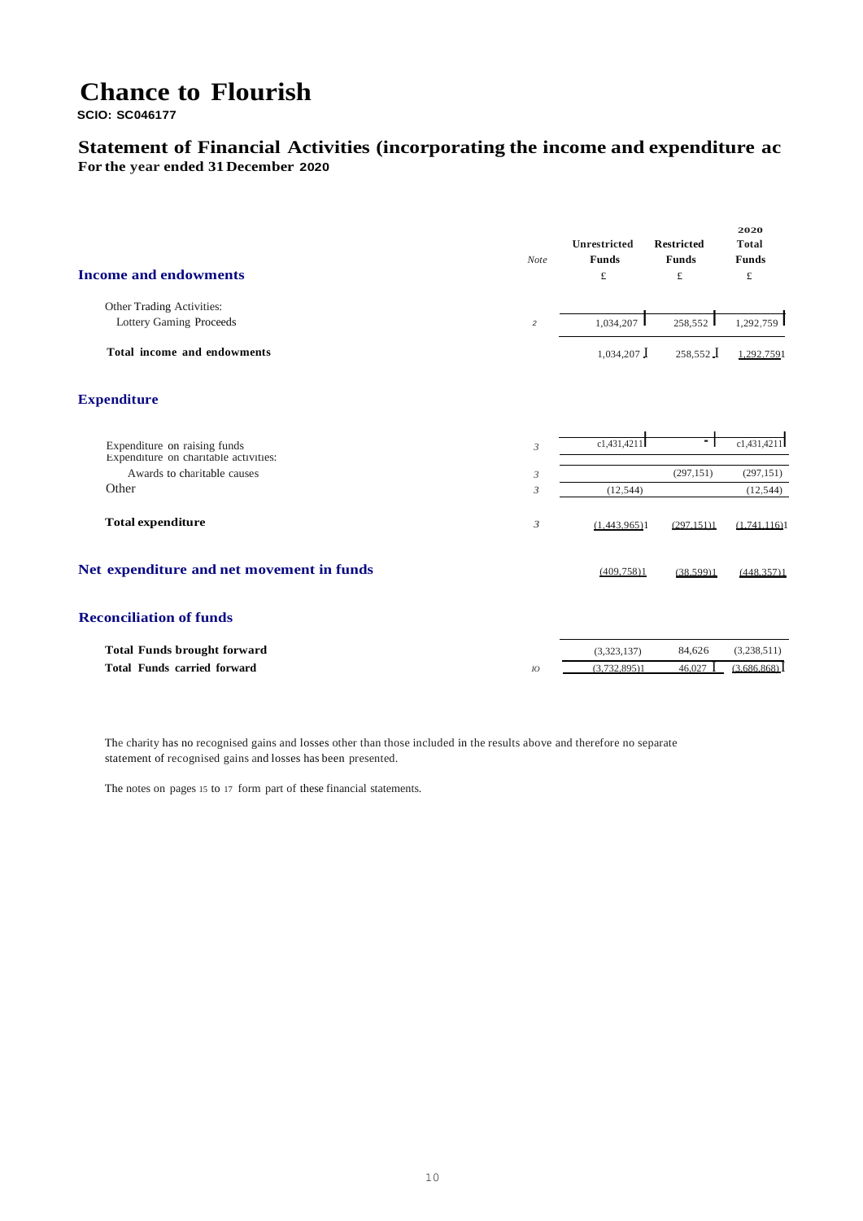# Chance to Flourish

**SCIO: SC046177**

## Statement of Financial Activities (incorporating the income and expenditure ac

**For the year ended 31 December 2020**

| | Note | Unrestricted Funds £ | Restricted Funds £ | 2020 Total Funds £ |
|---|---|---|---|---|
| **Income and endowments** | | | | |
| Other Trading Activities: | | | | |
| Lottery Gaming Proceeds | 2 | 1,034,207 | 258,552 | 1,292,759 |
| **Total income and endowments** | | 1,034,207 | 258,552 | 1,292,759 |
| **Expenditure** | | | | |
| Expenditure on raising funds | 3 | (1,431,421) | - | (1,431,421) |
| Expenditure on charitable activities: | | | | |
| Awards to charitable causes | 3 | | (297,151) | (297,151) |
| Other | 3 | (12,544) | | (12,544) |
| **Total expenditure** | 3 | (1,443,965) | (297,151) | (1,741,116) |
| **Net expenditure and net movement in funds** | | (409,758) | (38,599) | (448,357) |
| **Reconciliation of funds** | | | | |
| **Total Funds brought forward** | | (3,323,137) | 84,626 | (3,238,511) |
| **Total Funds carried forward** | 10 | (3,732,895) | 46,027 | (3,686,868) |

The charity has no recognised gains and losses other than those included in the results above and therefore no separate statement of recognised gains and losses has been presented.

The notes on pages 15 to 17 form part of these financial statements.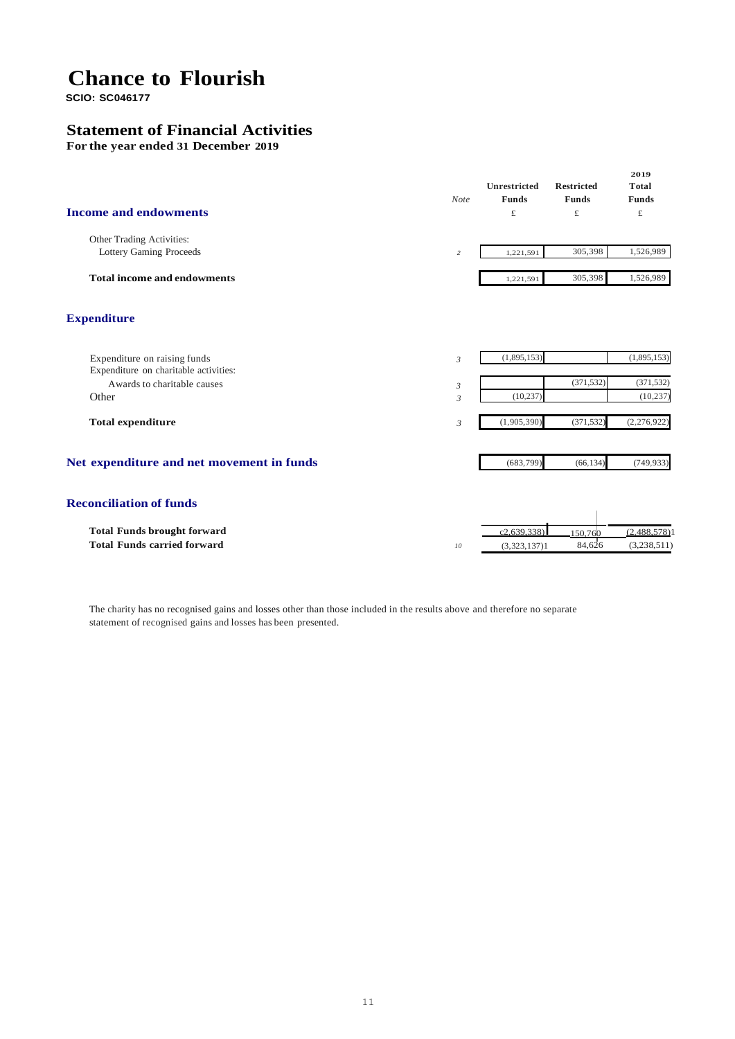# Chance to Flourish

**SCIO: SC046177**

## Statement of Financial Activities

**For the year ended 31 December 2019**

| | Note | Unrestricted Funds £ | Restricted Funds £ | 2019 Total Funds £ |
|---|---|---|---|---|
| **Income and endowments** | | | | |
| Other Trading Activities: | | | | |
| Lottery Gaming Proceeds | 2 | 1,221,591 | 305,398 | 1,526,989 |
| **Total income and endowments** | | 1,221,591 | 305,398 | 1,526,989 |
| **Expenditure** | | | | |
| Expenditure on raising funds | 3 | (1,895,153) | | (1,895,153) |
| Expenditure on charitable activities: | | | | |
| Awards to charitable causes | 3 | | (371,532) | (371,532) |
| Other | 3 | (10,237) | | (10,237) |
| **Total expenditure** | 3 | (1,905,390) | (371,532) | (2,276,922) |
| **Net expenditure and net movement in funds** | | (683,799) | (66,134) | (749,933) |
| **Reconciliation of funds** | | | | |
| **Total Funds brought forward** | | c2,639,338) | 150,760 | (2,488,578)1 |
| **Total Funds carried forward** | 10 | (3,323,137)1 | 84,626 | (3,238,511) |

The charity has no recognised gains and losses other than those included in the results above and therefore no separate statement of recognised gains and losses has been presented.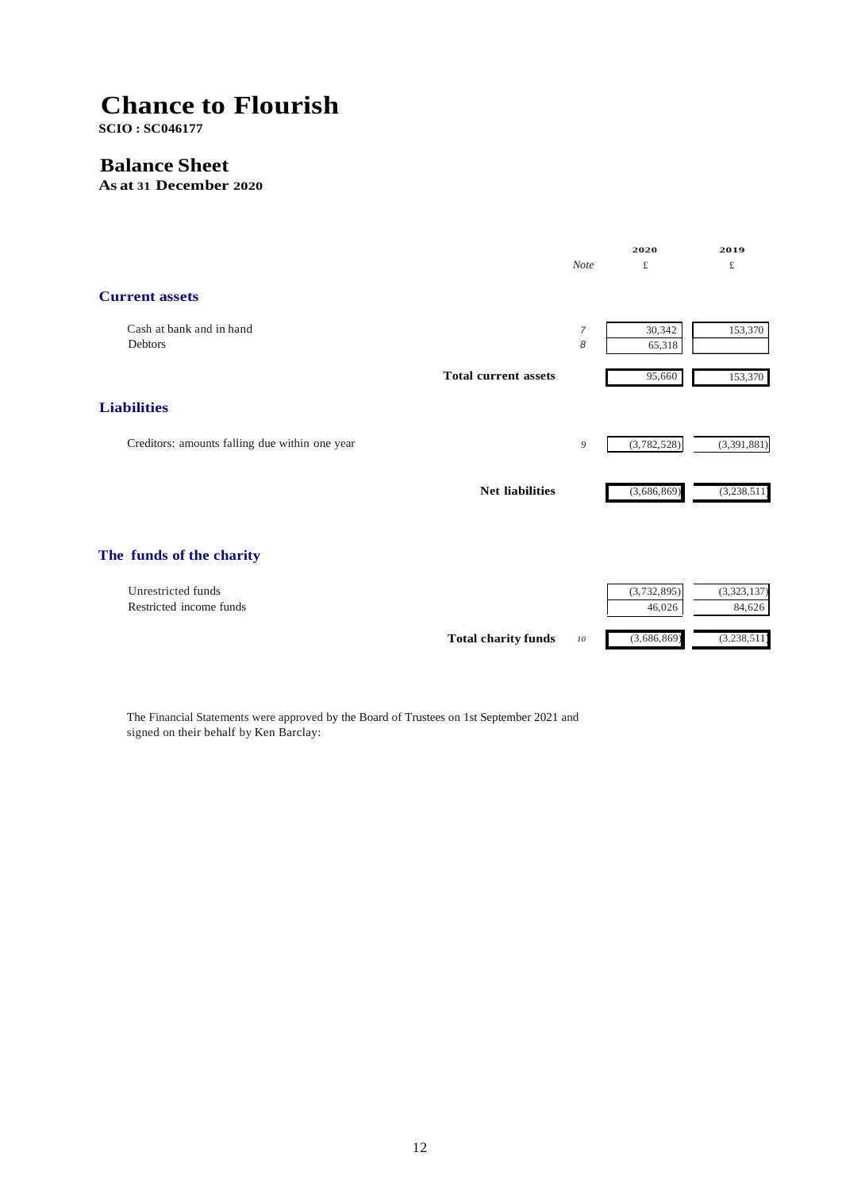# Chance to Flourish

**SCIO : SC046177**

## Balance Sheet

**As at 31 December 2020**

| | Note | 2020 £ | 2019 £ |
|---|---|---|---|
| **Current assets** | | | |
| Cash at bank and in hand | 7 | 30,342 | 153,370 |
| Debtors | 8 | 65,318 | |
| **Total current assets** | | 95,660 | 153,370 |
| **Liabilities** | | | |
| Creditors: amounts falling due within one year | 9 | (3,782,528) | (3,391,881) |
| **Net liabilities** | | (3,686,869) | (3,238,511) |
| **The funds of the charity** | | | |
| Unrestricted funds | | (3,732,895) | (3,323,137) |
| Restricted income funds | | 46,026 | 84,626 |
| **Total charity funds** | 10 | (3,686,869) | (3,238,511) |

The Financial Statements were approved by the Board of Trustees on 1st September 2021 and signed on their behalf by Ken Barclay: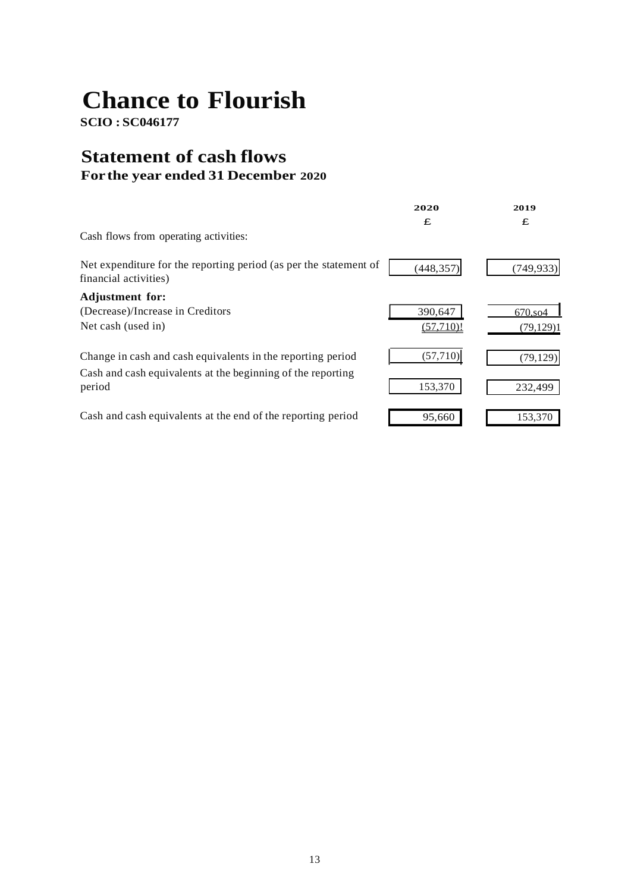# Chance to Flourish

**SCIO : SC046177**

## Statement of cash flows

### For the year ended 31 December 2020

| | 2020 | 2019 |
|---|---|---|
| | £ | £ |
| Cash flows from operating activities: | | |
| Net expenditure for the reporting period (as per the statement of financial activities) | (448,357) | (749,933) |
| **Adjustment for:** | | |
| (Decrease)/Increase in Creditors | 390,647 | 670,so4 |
| Net cash (used in) | (57,710)! | (79,129)1 |
| Change in cash and cash equivalents in the reporting period | (57,710) | (79,129) |
| Cash and cash equivalents at the beginning of the reporting period | 153,370 | 232,499 |
| Cash and cash equivalents at the end of the reporting period | 95,660 | 153,370 |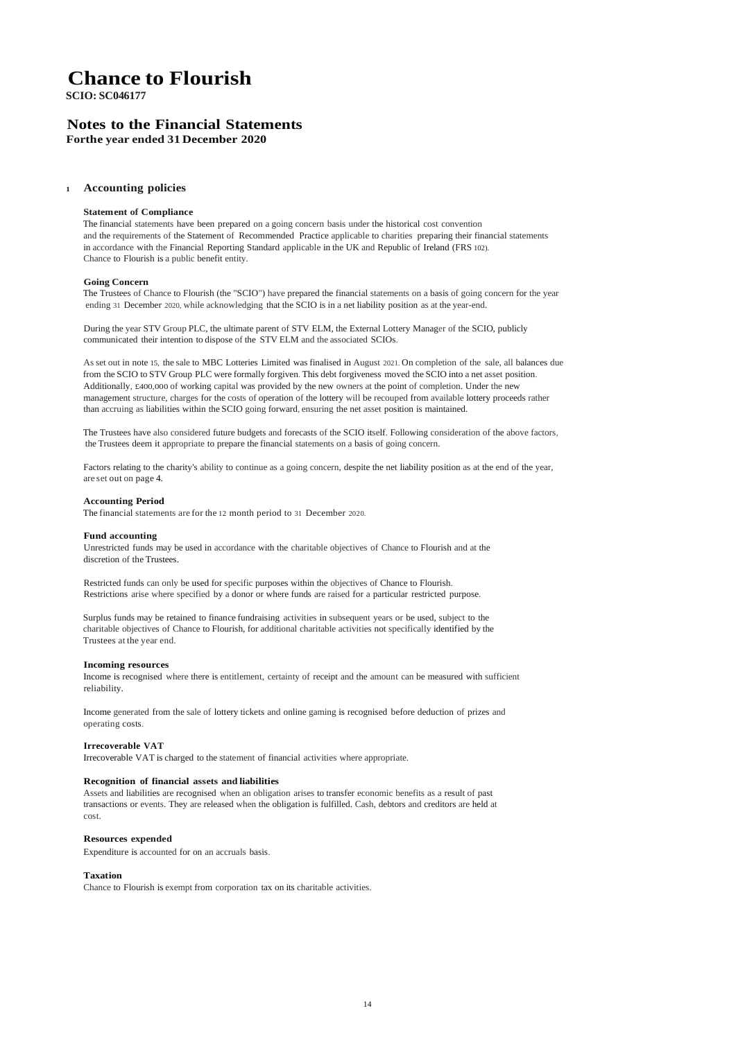# Chance to Flourish

**SCIO: SC046177**

## Notes to the Financial Statements

**Forthe year ended 31 December 2020**

### 1 Accounting policies

**Statement of Compliance**

The financial statements have been prepared on a going concern basis under the historical cost convention and the requirements of the Statement of Recommended Practice applicable to charities preparing their financial statements in accordance with the Financial Reporting Standard applicable in the UK and Republic of Ireland (FRS 102). Chance to Flourish is a public benefit entity.

**Going Concern**

The Trustees of Chance to Flourish (the "SCIO") have prepared the financial statements on a basis of going concern for the year ending 31 December 2020, while acknowledging that the SCIO is in a net liability position as at the year-end.

During the year STV Group PLC, the ultimate parent of STV ELM, the External Lottery Manager of the SCIO, publicly communicated their intention to dispose of the STV ELM and the associated SCIOs.

As set out in note 15, the sale to MBC Lotteries Limited was finalised in August 2021. On completion of the sale, all balances due from the SCIO to STV Group PLC were formally forgiven. This debt forgiveness moved the SCIO into a net asset position. Additionally, £400,000 of working capital was provided by the new owners at the point of completion. Under the new management structure, charges for the costs of operation of the lottery will be recouped from available lottery proceeds rather than accruing as liabilities within the SCIO going forward, ensuring the net asset position is maintained.

The Trustees have also considered future budgets and forecasts of the SCIO itself. Following consideration of the above factors, the Trustees deem it appropriate to prepare the financial statements on a basis of going concern.

Factors relating to the charity's ability to continue as a going concern, despite the net liability position as at the end of the year, are set out on page 4.

**Accounting Period**

The financial statements are for the 12 month period to 31 December 2020.

**Fund accounting**

Unrestricted funds may be used in accordance with the charitable objectives of Chance to Flourish and at the discretion of the Trustees.

Restricted funds can only be used for specific purposes within the objectives of Chance to Flourish. Restrictions arise where specified by a donor or where funds are raised for a particular restricted purpose.

Surplus funds may be retained to finance fundraising activities in subsequent years or be used, subject to the charitable objectives of Chance to Flourish, for additional charitable activities not specifically identified by the Trustees at the year end.

**Incoming resources**

Income is recognised where there is entitlement, certainty of receipt and the amount can be measured with sufficient reliability.

Income generated from the sale of lottery tickets and online gaming is recognised before deduction of prizes and operating costs.

**Irrecoverable VAT**

Irrecoverable VAT is charged to the statement of financial activities where appropriate.

**Recognition of financial assets and liabilities**

Assets and liabilities are recognised when an obligation arises to transfer economic benefits as a result of past transactions or events. They are released when the obligation is fulfilled. Cash, debtors and creditors are held at cost.

**Resources expended**

Expenditure is accounted for on an accruals basis.

**Taxation**

Chance to Flourish is exempt from corporation tax on its charitable activities.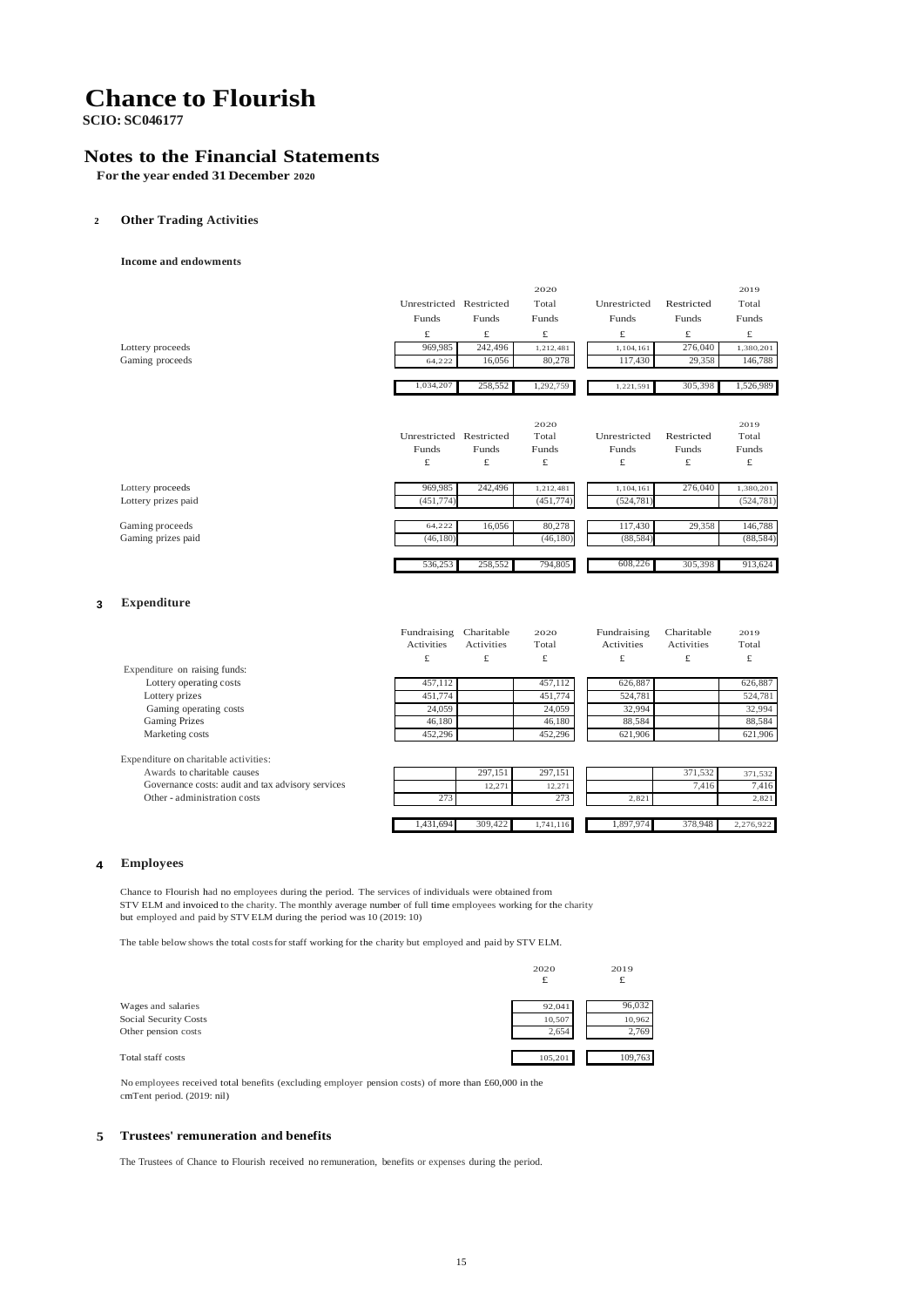# Chance to Flourish

**SCIO: SC046177**

## Notes to the Financial Statements

**For the year ended 31 December 2020**

### 2 Other Trading Activities

**Income and endowments**

| | Unrestricted Funds | Restricted Funds | 2020 Total Funds | Unrestricted Funds | Restricted Funds | 2019 Total Funds |
|---|---|---|---|---|---|---|
| | £ | £ | £ | £ | £ | £ |
| Lottery proceeds | 969,985 | 242,496 | 1,212,481 | 1,104,161 | 276,040 | 1,380,201 |
| Gaming proceeds | 64,222 | 16,056 | 80,278 | 117,430 | 29,358 | 146,788 |
| | 1,034,207 | 258,552 | 1,292,759 | 1,221,591 | 305,398 | 1,526,989 |

| | Unrestricted Funds | Restricted Funds | 2020 Total Funds | Unrestricted Funds | Restricted Funds | 2019 Total Funds |
|---|---|---|---|---|---|---|
| | £ | £ | £ | £ | £ | £ |
| Lottery proceeds | 969,985 | 242,496 | 1,212,481 | 1,104,161 | 276,040 | 1,380,201 |
| Lottery prizes paid | (451,774) | | (451,774) | (524,781) | | (524,781) |
| Gaming proceeds | 64,222 | 16,056 | 80,278 | 117,430 | 29,358 | 146,788 |
| Gaming prizes paid | (46,180) | | (46,180) | (88,584) | | (88,584) |
| | 536,253 | 258,552 | 794,805 | 608,226 | 305,398 | 913,624 |

### 3 Expenditure

| | Fundraising Activities | Charitable Activities | 2020 Total | Fundraising Activities | Charitable Activities | 2019 Total |
|---|---|---|---|---|---|---|
| | £ | £ | £ | £ | £ | £ |
| Expenditure on raising funds: | | | | | | |
| Lottery operating costs | 457,112 | | 457,112 | 626,887 | | 626,887 |
| Lottery prizes | 451,774 | | 451,774 | 524,781 | | 524,781 |
| Gaming operating costs | 24,059 | | 24,059 | 32,994 | | 32,994 |
| Gaming Prizes | 46,180 | | 46,180 | 88,584 | | 88,584 |
| Marketing costs | 452,296 | | 452,296 | 621,906 | | 621,906 |
| Expenditure on charitable activities: | | | | | | |
| Awards to charitable causes | | 297,151 | 297,151 | | 371,532 | 371,532 |
| Governance costs: audit and tax advisory services | | 12,271 | 12,271 | | 7,416 | 7,416 |
| Other - administration costs | 273 | | 273 | 2,821 | | 2,821 |
| | 1,431,694 | 309,422 | 1,741,116 | 1,897,974 | 378,948 | 2,276,922 |

### 4 Employees

Chance to Flourish had no employees during the period. The services of individuals were obtained from STV ELM and invoiced to the charity. The monthly average number of full time employees working for the charity but employed and paid by STV ELM during the period was 10 (2019: 10)

The table below shows the total costs for staff working for the charity but employed and paid by STV ELM.

| | 2020 | 2019 |
|---|---|---|
| | £ | £ |
| Wages and salaries | 92,041 | 96,032 |
| Social Security Costs | 10,507 | 10,962 |
| Other pension costs | 2,654 | 2,769 |
| Total staff costs | 105,201 | 109,763 |

No employees received total benefits (excluding employer pension costs) of more than £60,000 in the cmTent period. (2019: nil)

### 5 Trustees' remuneration and benefits

The Trustees of Chance to Flourish received no remuneration, benefits or expenses during the period.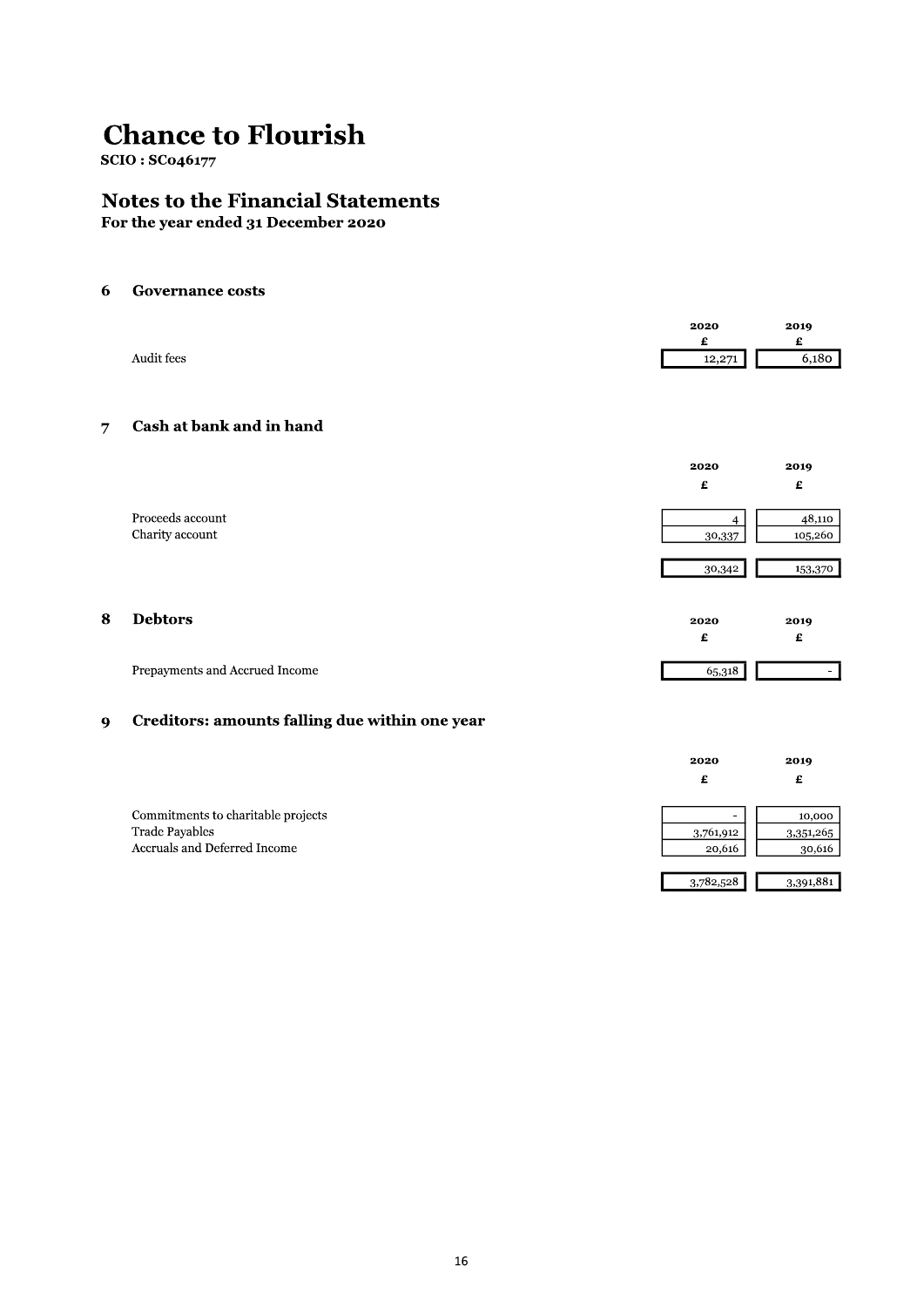# Chance to Flourish

**SCIO : SC046177**

## Notes to the Financial Statements

**For the year ended 31 December 2020**

### 6 Governance costs

| | 2020 | 2019 |
|---|---|---|
| | £ | £ |
| Audit fees | 12,271 | 6,180 |

### 7 Cash at bank and in hand

| | 2020 | 2019 |
|---|---|---|
| | £ | £ |
| Proceeds account | 4 | 48,110 |
| Charity account | 30,337 | 105,260 |
| | 30,342 | 153,370 |

### 8 Debtors

| | 2020 | 2019 |
|---|---|---|
| | £ | £ |
| Prepayments and Accrued Income | 65,318 | - |

### 9 Creditors: amounts falling due within one year

| | 2020 | 2019 |
|---|---|---|
| | £ | £ |
| Commitments to charitable projects | - | 10,000 |
| Trade Payables | 3,761,912 | 3,351,265 |
| Accruals and Deferred Income | 20,616 | 30,616 |
| | 3,782,528 | 3,391,881 |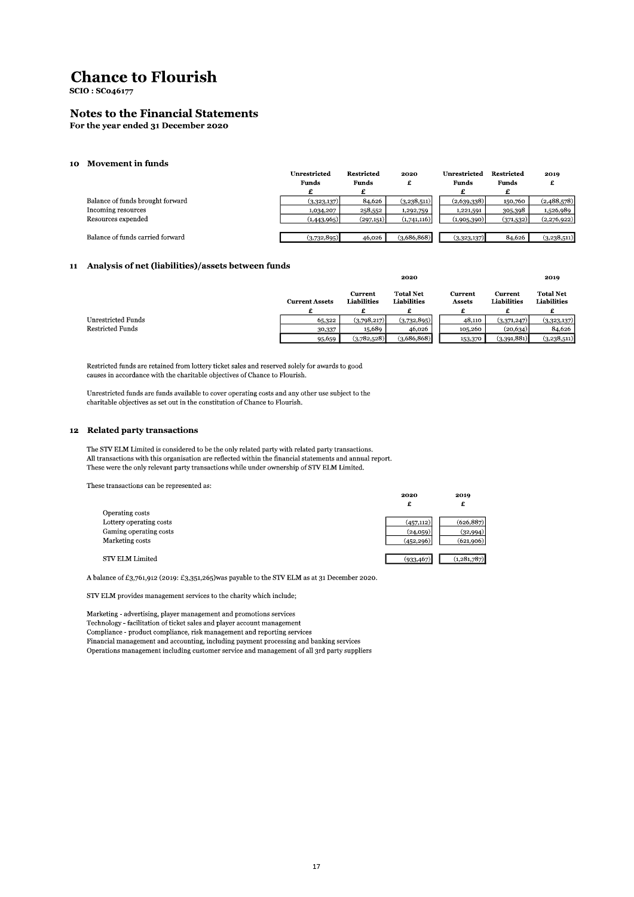# Chance to Flourish

**SCIO : SC046177**

## Notes to the Financial Statements

**For the year ended 31 December 2020**

### 10 Movement in funds

| | Unrestricted Funds £ | Restricted Funds £ | 2020 £ | Unrestricted Funds £ | Restricted Funds £ | 2019 £ |
|---|---|---|---|---|---|---|
| Balance of funds brought forward | (3,323,137) | 84,626 | (3,238,511) | (2,639,338) | 150,760 | (2,488,578) |
| Incoming resources | 1,034,207 | 258,552 | 1,292,759 | 1,221,591 | 305,398 | 1,526,989 |
| Resources expended | (1,443,965) | (297,151) | (1,741,116) | (1,905,390) | (371,532) | (2,276,922) |
| Balance of funds carried forward | (3,732,895) | 46,026 | (3,686,868) | (3,323,137) | 84,626 | (3,238,511) |

### 11 Analysis of net (liabilities)/assets between funds

| | | | 2020 | | | 2019 |
|---|---|---|---|---|---|---|
| | Current Assets £ | Current Liabilities £ | Total Net Liabilities £ | Current Assets £ | Current Liabilities £ | Total Net Liabilities £ |
| Unrestricted Funds | 65,322 | (3,798,217) | (3,732,895) | 48,110 | (3,371,247) | (3,323,137) |
| Restricted Funds | 30,337 | 15,689 | 46,026 | 105,260 | (20,634) | 84,626 |
| | 95,659 | (3,782,528) | (3,686,868) | 153,370 | (3,391,881) | (3,238,511) |

Restricted funds are retained from lottery ticket sales and reserved solely for awards to good causes in accordance with the charitable objectives of Chance to Flourish.

Unrestricted funds are funds available to cover operating costs and any other use subject to the charitable objectives as set out in the constitution of Chance to Flourish.

### 12 Related party transactions

The STV ELM Limited is considered to be the only related party with related party transactions. All transactions with this organisation are reflected within the financial statements and annual report. These were the only relevant party transactions while under ownership of STV ELM Limited.

These transactions can be represented as:

| | 2020 £ | 2019 £ |
|---|---|---|
| Operating costs | | |
| Lottery operating costs | (457,112) | (626,887) |
| Gaming operating costs | (24,059) | (32,994) |
| Marketing costs | (452,296) | (621,906) |
| STV ELM Limited | (933,467) | (1,281,787) |

A balance of £3,761,912 (2019: £3,351,265)was payable to the STV ELM as at 31 December 2020.

STV ELM provides management services to the charity which include;

Marketing - advertising, player management and promotions services
Technology - facilitation of ticket sales and player account management
Compliance - product compliance, risk management and reporting services
Financial management and accounting, including payment processing and banking services
Operations management including customer service and management of all 3rd party suppliers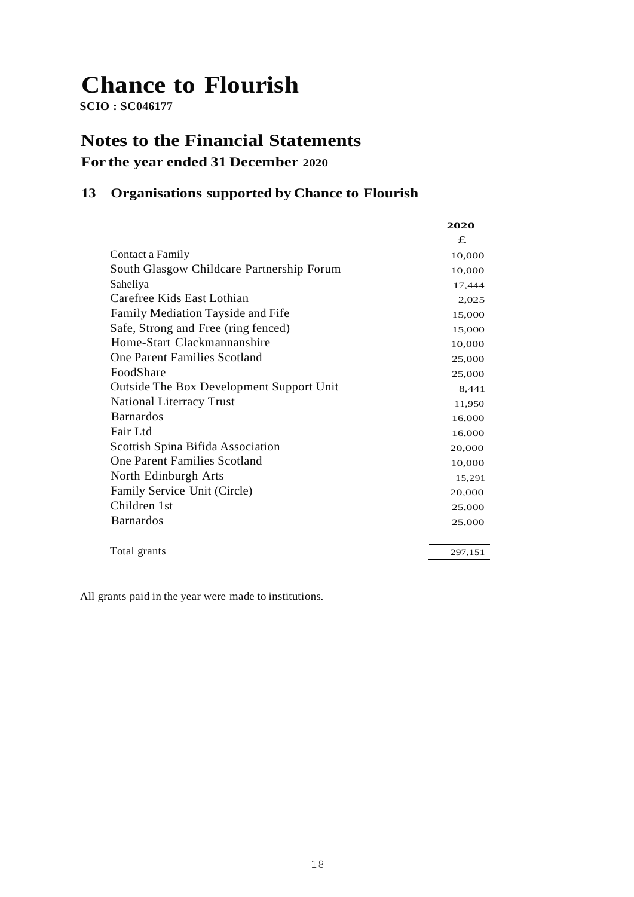# Chance to Flourish

**SCIO : SC046177**

## Notes to the Financial Statements

### For the year ended 31 December 2020

### 13 Organisations supported by Chance to Flourish

| | 2020 |
|---|---|
| | £ |
| Contact a Family | 10,000 |
| South Glasgow Childcare Partnership Forum | 10,000 |
| Saheliya | 17,444 |
| Carefree Kids East Lothian | 2,025 |
| Family Mediation Tayside and Fife | 15,000 |
| Safe, Strong and Free (ring fenced) | 15,000 |
| Home-Start Clackmannanshire | 10,000 |
| One Parent Families Scotland | 25,000 |
| FoodShare | 25,000 |
| Outside The Box Development Support Unit | 8,441 |
| National Literracy Trust | 11,950 |
| Barnardos | 16,000 |
| Fair Ltd | 16,000 |
| Scottish Spina Bifida Association | 20,000 |
| One Parent Families Scotland | 10,000 |
| North Edinburgh Arts | 15,291 |
| Family Service Unit (Circle) | 20,000 |
| Children 1st | 25,000 |
| Barnardos | 25,000 |
| Total grants | 297,151 |

All grants paid in the year were made to institutions.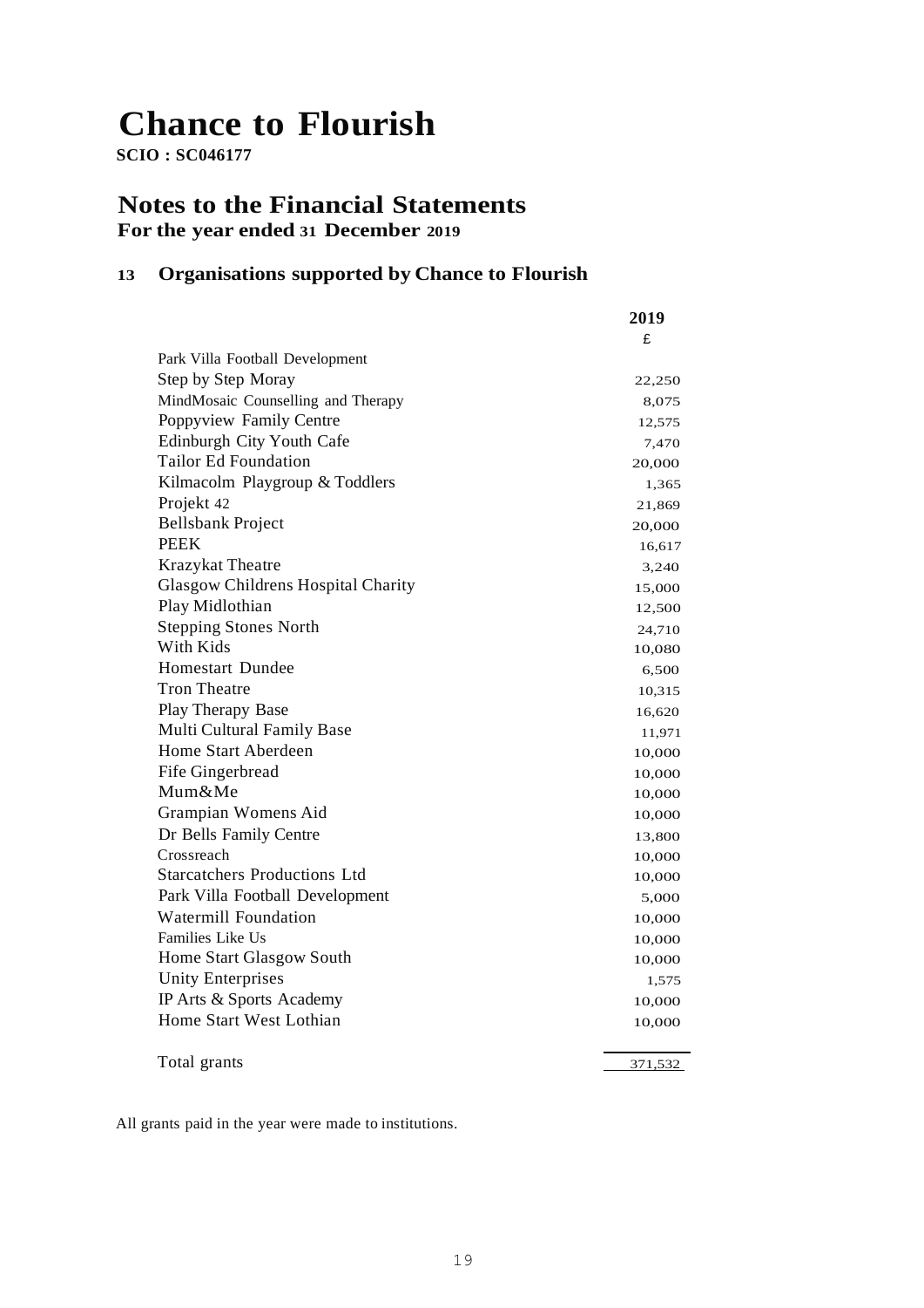# Chance to Flourish

**SCIO : SC046177**

## Notes to the Financial Statements

**For the year ended 31 December 2019**

### 13 Organisations supported by Chance to Flourish

| | 2019 |
|---|---|
| | £ |
| Park Villa Football Development | |
| Step by Step Moray | 22,250 |
| MindMosaic Counselling and Therapy | 8,075 |
| Poppyview Family Centre | 12,575 |
| Edinburgh City Youth Cafe | 7,470 |
| Tailor Ed Foundation | 20,000 |
| Kilmacolm Playgroup & Toddlers | 1,365 |
| Projekt 42 | 21,869 |
| Bellsbank Project | 20,000 |
| PEEK | 16,617 |
| Krazykat Theatre | 3,240 |
| Glasgow Childrens Hospital Charity | 15,000 |
| Play Midlothian | 12,500 |
| Stepping Stones North | 24,710 |
| With Kids | 10,080 |
| Homestart Dundee | 6,500 |
| Tron Theatre | 10,315 |
| Play Therapy Base | 16,620 |
| Multi Cultural Family Base | 11,971 |
| Home Start Aberdeen | 10,000 |
| Fife Gingerbread | 10,000 |
| Mum&Me | 10,000 |
| Grampian Womens Aid | 10,000 |
| Dr Bells Family Centre | 13,800 |
| Crossreach | 10,000 |
| Starcatchers Productions Ltd | 10,000 |
| Park Villa Football Development | 5,000 |
| Watermill Foundation | 10,000 |
| Families Like Us | 10,000 |
| Home Start Glasgow South | 10,000 |
| Unity Enterprises | 1,575 |
| IP Arts & Sports Academy | 10,000 |
| Home Start West Lothian | 10,000 |
| Total grants | 371,532 |

All grants paid in the year were made to institutions.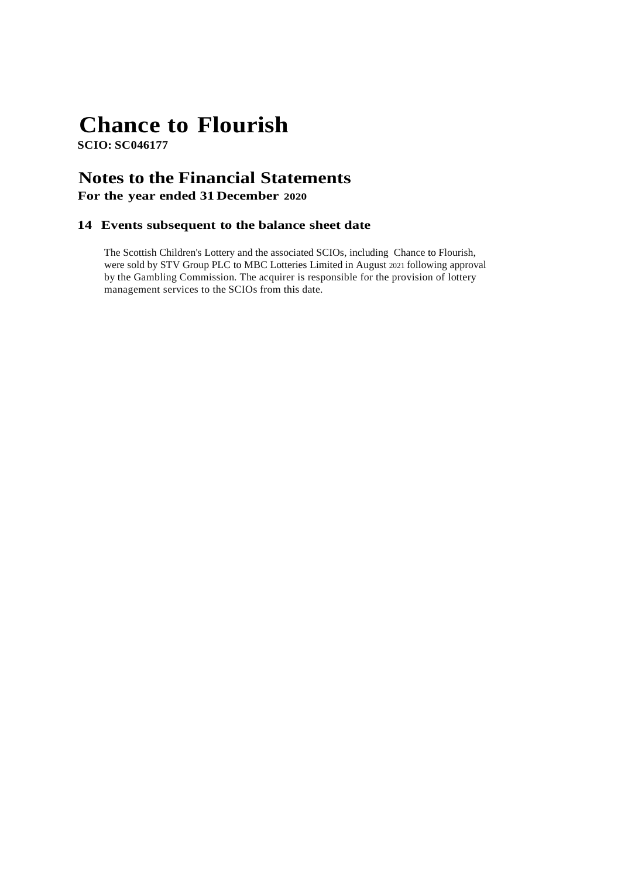# Chance to Flourish

**SCIO: SC046177**

## Notes to the Financial Statements

**For the year ended 31 December 2020**

### 14 Events subsequent to the balance sheet date

The Scottish Children's Lottery and the associated SCIOs, including Chance to Flourish, were sold by STV Group PLC to MBC Lotteries Limited in August 2021 following approval by the Gambling Commission. The acquirer is responsible for the provision of lottery management services to the SCIOs from this date.